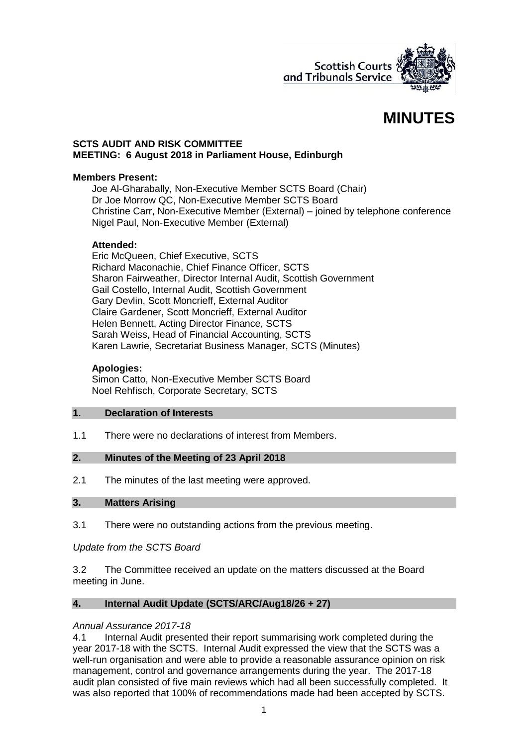Scottish Courts and Tribunals Service

# MINUTES

**SCTS AUDIT AND RISK COMMITTEE**
**MEETING: 6 August 2018 in Parliament House, Edinburgh**

**Members Present:**

Joe Al-Gharabally, Non-Executive Member SCTS Board (Chair)
Dr Joe Morrow QC, Non-Executive Member SCTS Board
Christine Carr, Non-Executive Member (External) – joined by telephone conference
Nigel Paul, Non-Executive Member (External)

**Attended:**

Eric McQueen, Chief Executive, SCTS
Richard Maconachie, Chief Finance Officer, SCTS
Sharon Fairweather, Director Internal Audit, Scottish Government
Gail Costello, Internal Audit, Scottish Government
Gary Devlin, Scott Moncrieff, External Auditor
Claire Gardener, Scott Moncrieff, External Auditor
Helen Bennett, Acting Director Finance, SCTS
Sarah Weiss, Head of Financial Accounting, SCTS
Karen Lawrie, Secretariat Business Manager, SCTS (Minutes)

**Apologies:**

Simon Catto, Non-Executive Member SCTS Board
Noel Rehfisch, Corporate Secretary, SCTS

## 1. Declaration of Interests

1.1 There were no declarations of interest from Members.

## 2. Minutes of the Meeting of 23 April 2018

2.1 The minutes of the last meeting were approved.

## 3. Matters Arising

3.1 There were no outstanding actions from the previous meeting.

*Update from the SCTS Board*

3.2 The Committee received an update on the matters discussed at the Board meeting in June.

## 4. Internal Audit Update (SCTS/ARC/Aug18/26 + 27)

*Annual Assurance 2017-18*

4.1 Internal Audit presented their report summarising work completed during the year 2017-18 with the SCTS. Internal Audit expressed the view that the SCTS was a well-run organisation and were able to provide a reasonable assurance opinion on risk management, control and governance arrangements during the year. The 2017-18 audit plan consisted of five main reviews which had all been successfully completed. It was also reported that 100% of recommendations made had been accepted by SCTS.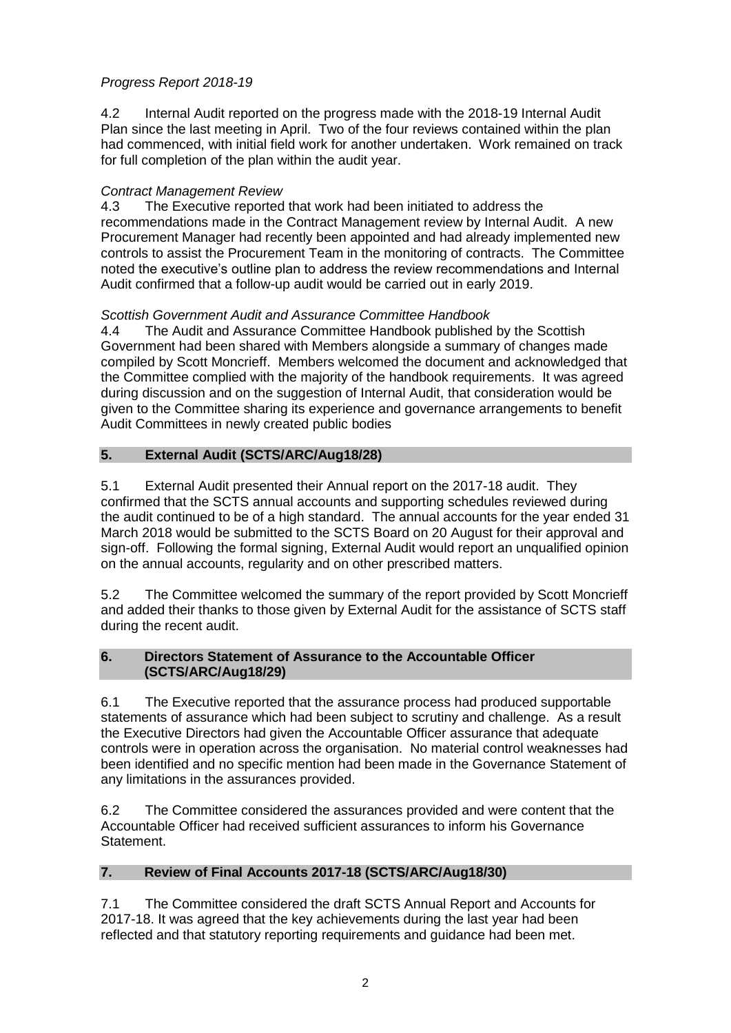*Progress Report 2018-19*

4.2 Internal Audit reported on the progress made with the 2018-19 Internal Audit Plan since the last meeting in April. Two of the four reviews contained within the plan had commenced, with initial field work for another undertaken. Work remained on track for full completion of the plan within the audit year.

*Contract Management Review*

4.3 The Executive reported that work had been initiated to address the recommendations made in the Contract Management review by Internal Audit. A new Procurement Manager had recently been appointed and had already implemented new controls to assist the Procurement Team in the monitoring of contracts. The Committee noted the executive's outline plan to address the review recommendations and Internal Audit confirmed that a follow-up audit would be carried out in early 2019.

*Scottish Government Audit and Assurance Committee Handbook*

4.4 The Audit and Assurance Committee Handbook published by the Scottish Government had been shared with Members alongside a summary of changes made compiled by Scott Moncrieff. Members welcomed the document and acknowledged that the Committee complied with the majority of the handbook requirements. It was agreed during discussion and on the suggestion of Internal Audit, that consideration would be given to the Committee sharing its experience and governance arrangements to benefit Audit Committees in newly created public bodies

## 5. External Audit (SCTS/ARC/Aug18/28)

5.1 External Audit presented their Annual report on the 2017-18 audit. They confirmed that the SCTS annual accounts and supporting schedules reviewed during the audit continued to be of a high standard. The annual accounts for the year ended 31 March 2018 would be submitted to the SCTS Board on 20 August for their approval and sign-off. Following the formal signing, External Audit would report an unqualified opinion on the annual accounts, regularity and on other prescribed matters.

5.2 The Committee welcomed the summary of the report provided by Scott Moncrieff and added their thanks to those given by External Audit for the assistance of SCTS staff during the recent audit.

## 6. Directors Statement of Assurance to the Accountable Officer (SCTS/ARC/Aug18/29)

6.1 The Executive reported that the assurance process had produced supportable statements of assurance which had been subject to scrutiny and challenge. As a result the Executive Directors had given the Accountable Officer assurance that adequate controls were in operation across the organisation. No material control weaknesses had been identified and no specific mention had been made in the Governance Statement of any limitations in the assurances provided.

6.2 The Committee considered the assurances provided and were content that the Accountable Officer had received sufficient assurances to inform his Governance Statement.

## 7. Review of Final Accounts 2017-18 (SCTS/ARC/Aug18/30)

7.1 The Committee considered the draft SCTS Annual Report and Accounts for 2017-18. It was agreed that the key achievements during the last year had been reflected and that statutory reporting requirements and guidance had been met.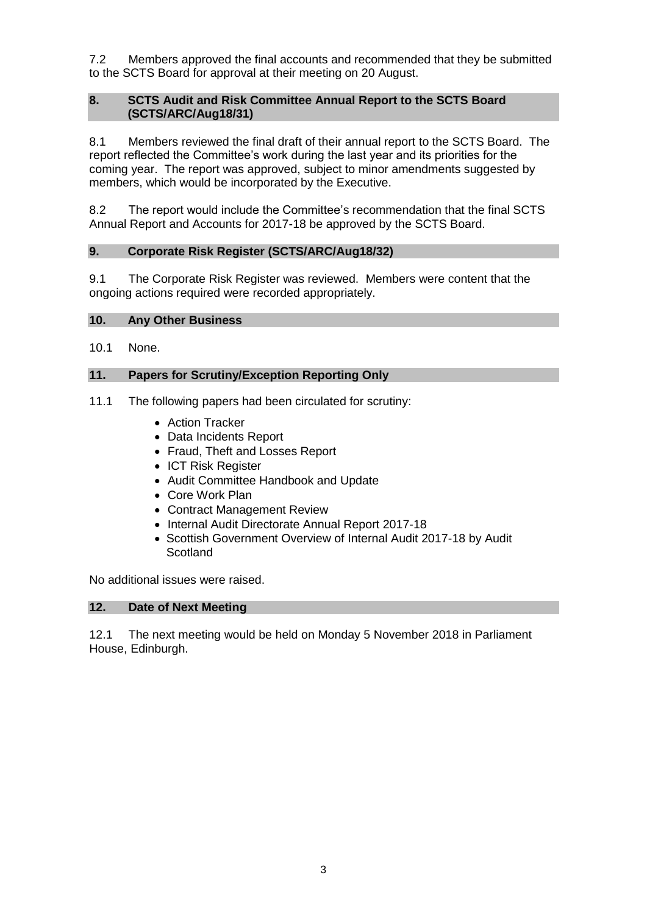7.2 Members approved the final accounts and recommended that they be submitted to the SCTS Board for approval at their meeting on 20 August.

## 8. SCTS Audit and Risk Committee Annual Report to the SCTS Board (SCTS/ARC/Aug18/31)

8.1 Members reviewed the final draft of their annual report to the SCTS Board. The report reflected the Committee's work during the last year and its priorities for the coming year. The report was approved, subject to minor amendments suggested by members, which would be incorporated by the Executive.

8.2 The report would include the Committee's recommendation that the final SCTS Annual Report and Accounts for 2017-18 be approved by the SCTS Board.

## 9. Corporate Risk Register (SCTS/ARC/Aug18/32)

9.1 The Corporate Risk Register was reviewed. Members were content that the ongoing actions required were recorded appropriately.

## 10. Any Other Business

10.1 None.

## 11. Papers for Scrutiny/Exception Reporting Only

11.1 The following papers had been circulated for scrutiny:

- Action Tracker
- Data Incidents Report
- Fraud, Theft and Losses Report
- ICT Risk Register
- Audit Committee Handbook and Update
- Core Work Plan
- Contract Management Review
- Internal Audit Directorate Annual Report 2017-18
- Scottish Government Overview of Internal Audit 2017-18 by Audit Scotland

No additional issues were raised.

## 12. Date of Next Meeting

12.1 The next meeting would be held on Monday 5 November 2018 in Parliament House, Edinburgh.